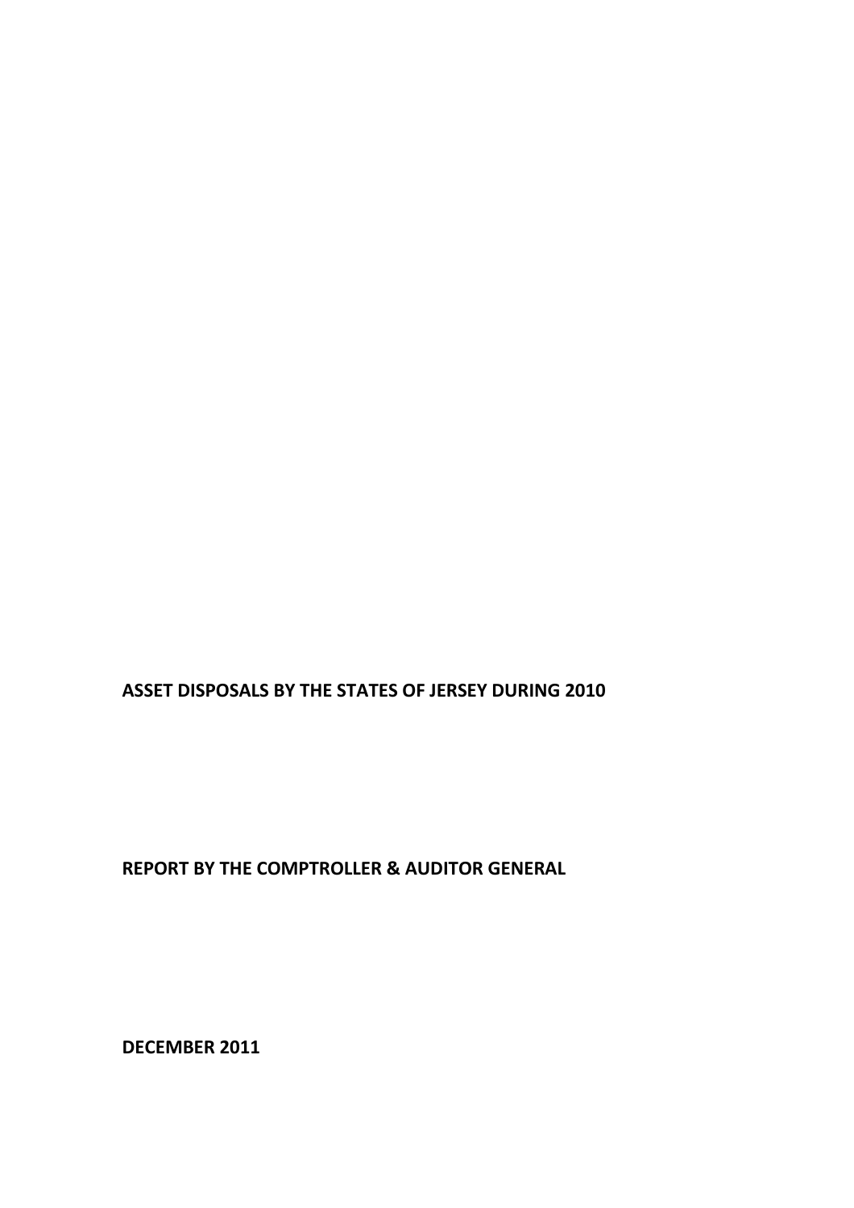# ASSET DISPOSALS BY THE STATES OF JERSEY DURING 2010

**REPORT BY THE COMPTROLLER & AUDITOR GENERAL**

**DECEMBER 2011**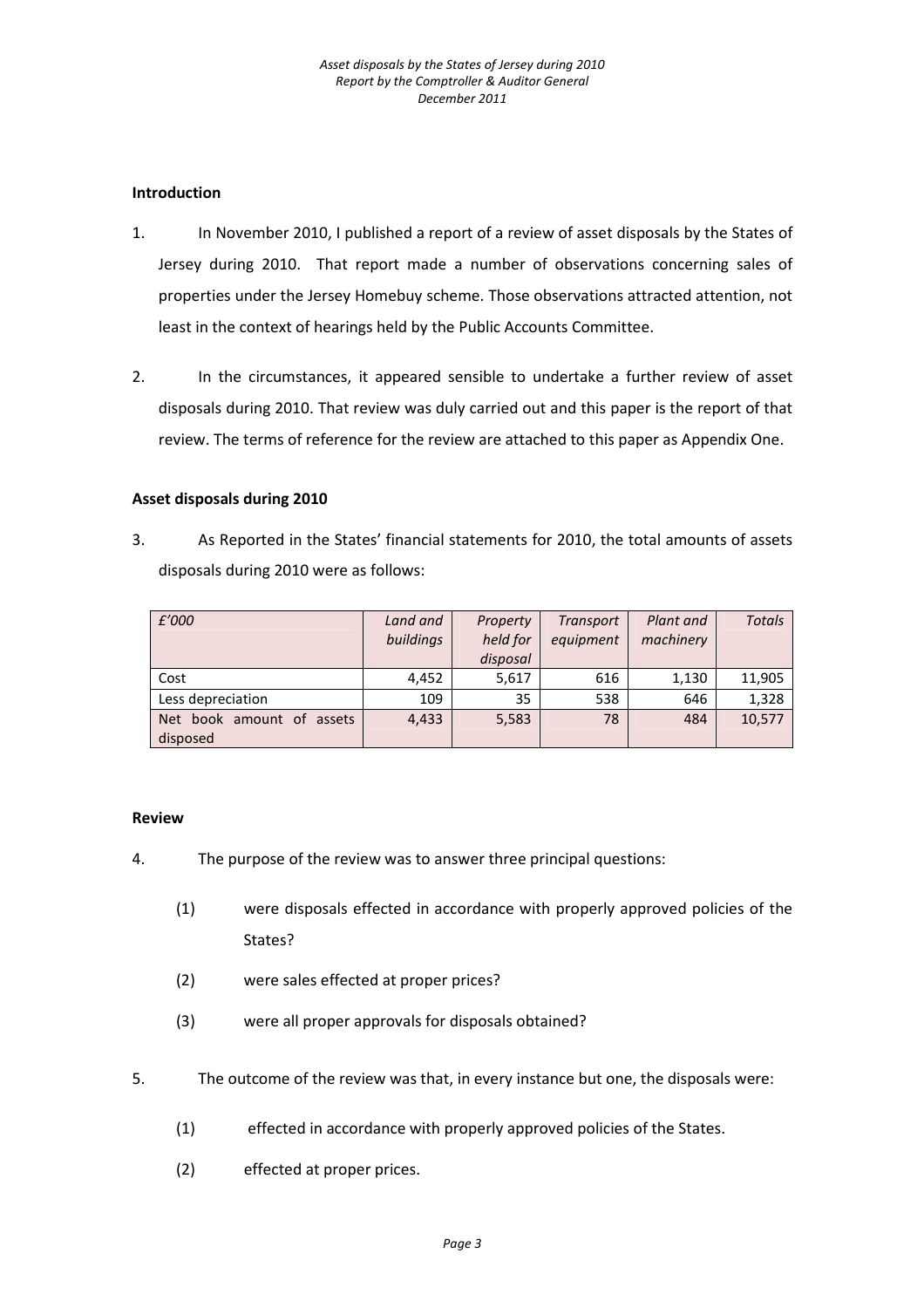### Introduction

1. In November 2010, I published a report of a review of asset disposals by the States of Jersey during 2010. That report made a number of observations concerning sales of properties under the Jersey Homebuy scheme. Those observations attracted attention, not least in the context of hearings held by the Public Accounts Committee.

2. In the circumstances, it appeared sensible to undertake a further review of asset disposals during 2010. That review was duly carried out and this paper is the report of that review. The terms of reference for the review are attached to this paper as Appendix One.

### Asset disposals during 2010

3. As Reported in the States' financial statements for 2010, the total amounts of assets disposals during 2010 were as follows:

| *£'000* | *Land and buildings* | *Property held for disposal* | *Transport equipment* | *Plant and machinery* | *Totals* |
|---|---|---|---|---|---|
| Cost | 4,452 | 5,617 | 616 | 1,130 | 11,905 |
| Less depreciation | 109 | 35 | 538 | 646 | 1,328 |
| Net book amount of assets disposed | 4,433 | 5,583 | 78 | 484 | 10,577 |

### Review

4. The purpose of the review was to answer three principal questions:

   (1) were disposals effected in accordance with properly approved policies of the States?

   (2) were sales effected at proper prices?

   (3) were all proper approvals for disposals obtained?

5. The outcome of the review was that, in every instance but one, the disposals were:

   (1) effected in accordance with properly approved policies of the States.

   (2) effected at proper prices.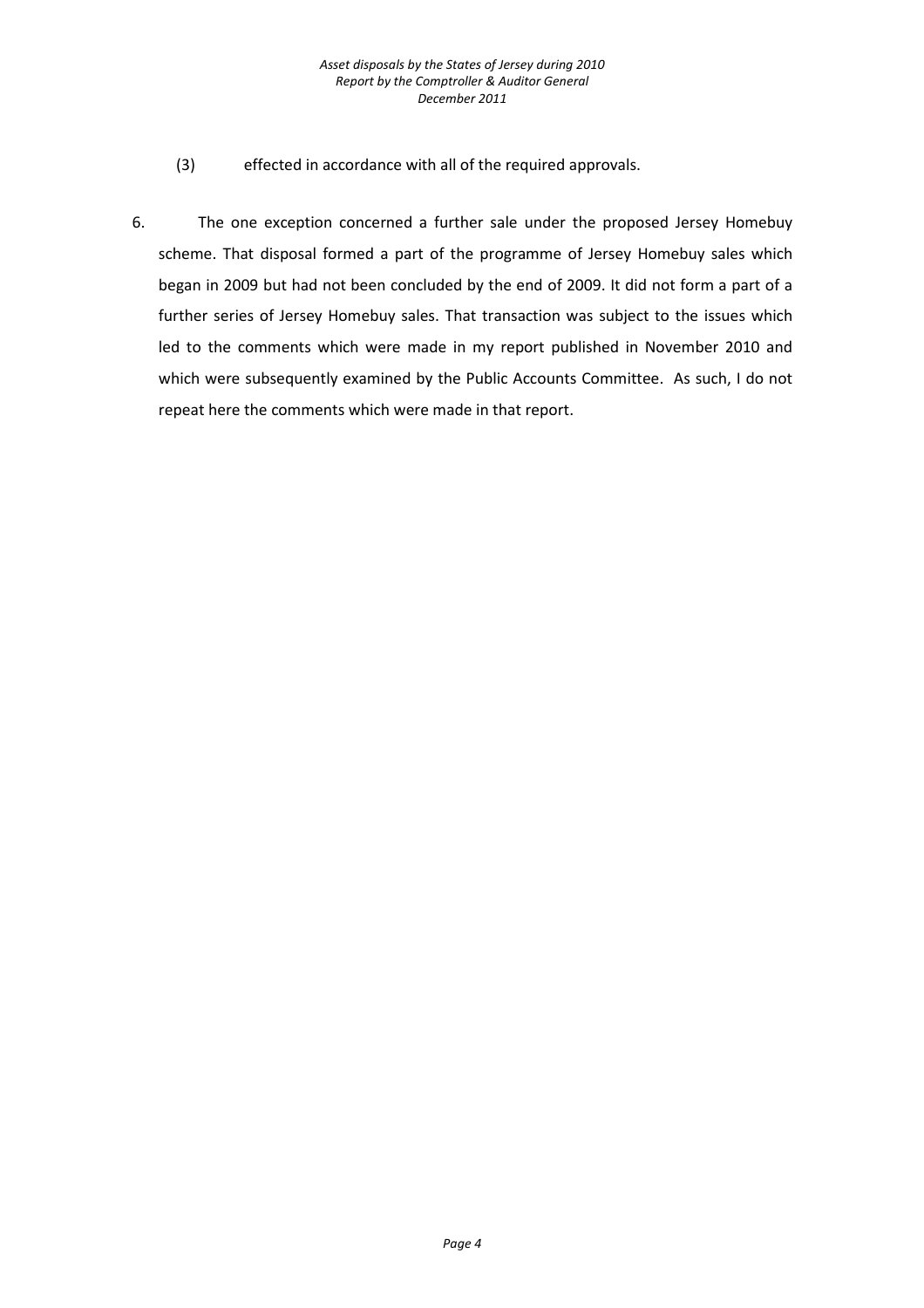(3) effected in accordance with all of the required approvals.

6. The one exception concerned a further sale under the proposed Jersey Homebuy scheme. That disposal formed a part of the programme of Jersey Homebuy sales which began in 2009 but had not been concluded by the end of 2009. It did not form a part of a further series of Jersey Homebuy sales. That transaction was subject to the issues which led to the comments which were made in my report published in November 2010 and which were subsequently examined by the Public Accounts Committee. As such, I do not repeat here the comments which were made in that report.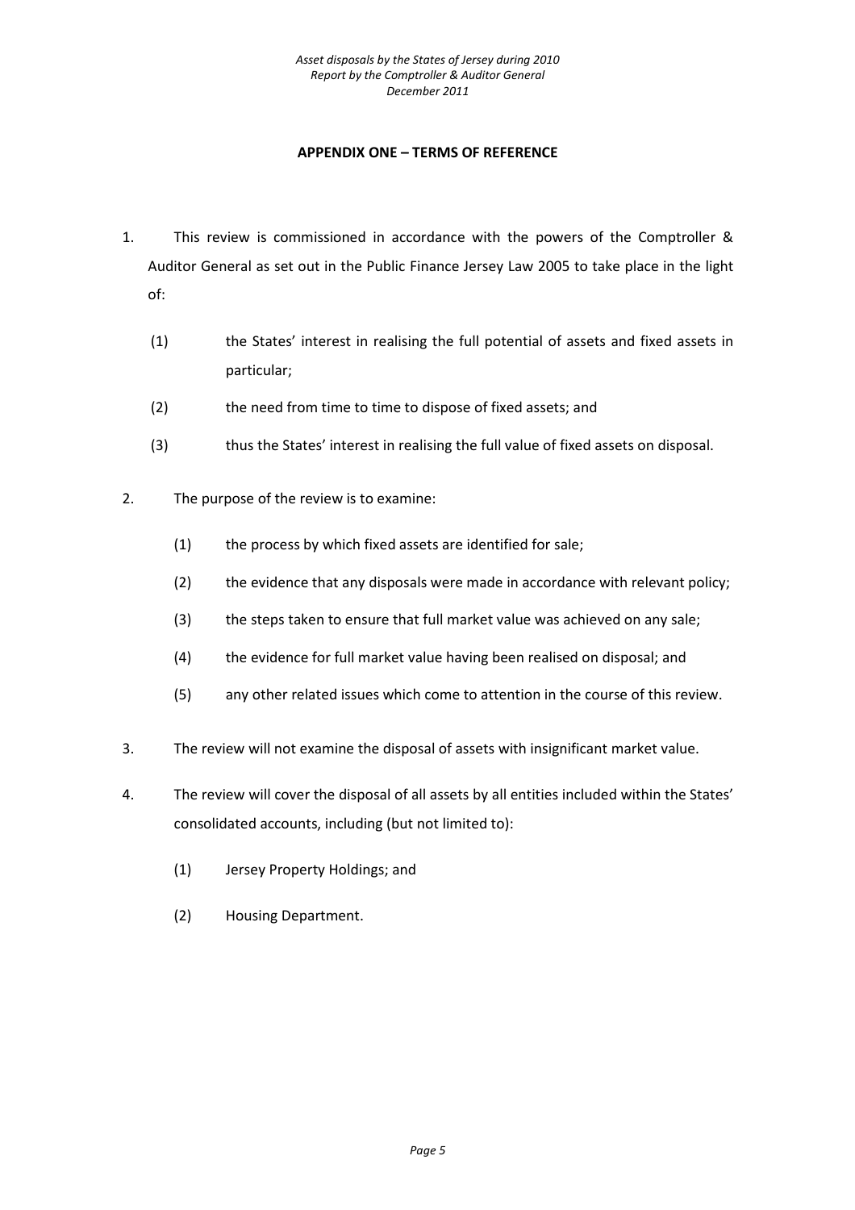## APPENDIX ONE – TERMS OF REFERENCE

1. This review is commissioned in accordance with the powers of the Comptroller & Auditor General as set out in the Public Finance Jersey Law 2005 to take place in the light of:

   (1) the States' interest in realising the full potential of assets and fixed assets in particular;

   (2) the need from time to time to dispose of fixed assets; and

   (3) thus the States' interest in realising the full value of fixed assets on disposal.

2. The purpose of the review is to examine:

   (1) the process by which fixed assets are identified for sale;

   (2) the evidence that any disposals were made in accordance with relevant policy;

   (3) the steps taken to ensure that full market value was achieved on any sale;

   (4) the evidence for full market value having been realised on disposal; and

   (5) any other related issues which come to attention in the course of this review.

3. The review will not examine the disposal of assets with insignificant market value.

4. The review will cover the disposal of all assets by all entities included within the States' consolidated accounts, including (but not limited to):

   (1) Jersey Property Holdings; and

   (2) Housing Department.